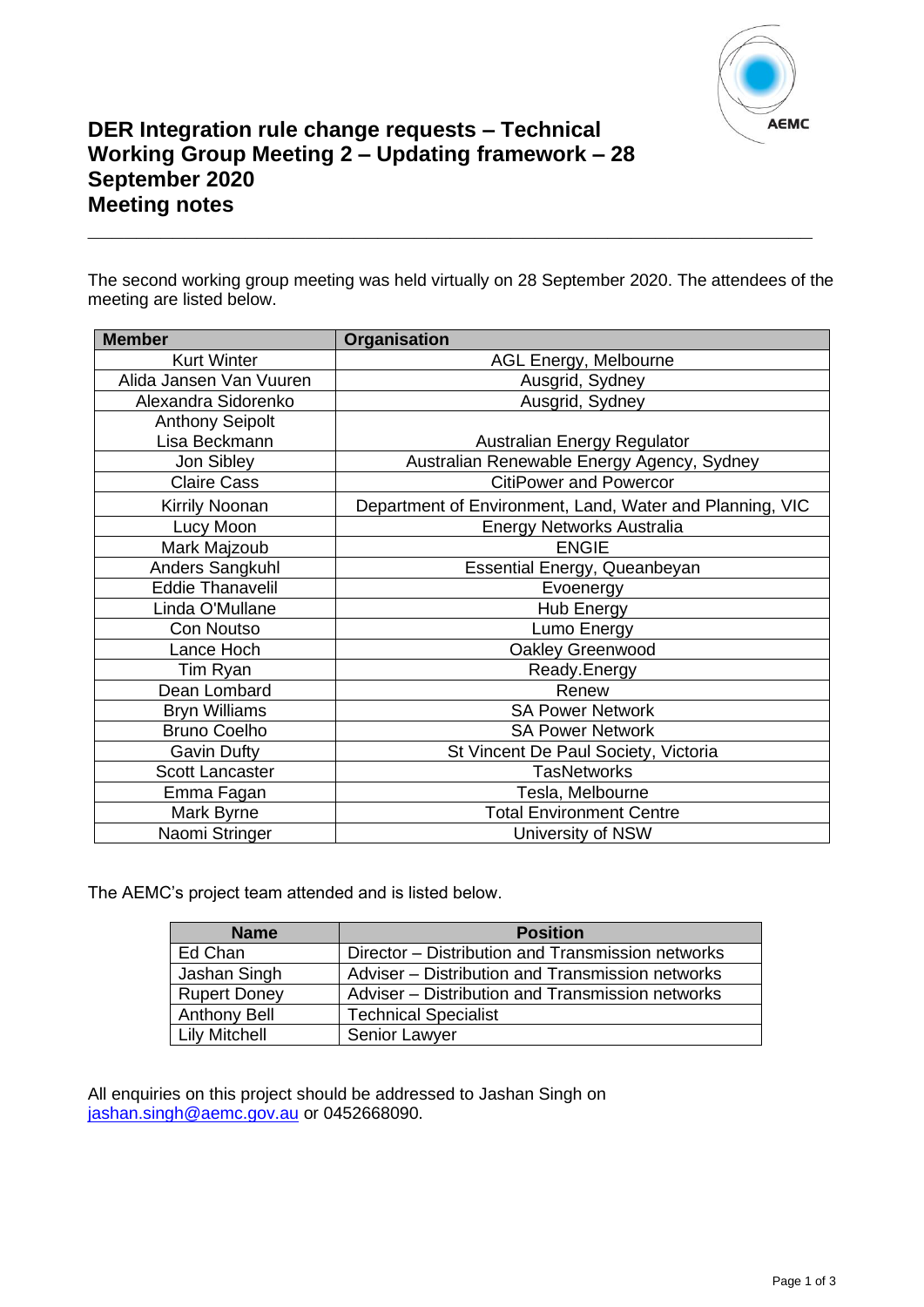# DER Integration rule change requests – Technical Working Group Meeting 2 – Updating framework – 28 September 2020

# Meeting notes

The second working group meeting was held virtually on 28 September 2020. The attendees of the meeting are listed below.

| Member | Organisation |
|---|---|
| Kurt Winter | AGL Energy, Melbourne |
| Alida Jansen Van Vuuren | Ausgrid, Sydney |
| Alexandra Sidorenko | Ausgrid, Sydney |
| Anthony Seipolt<br>Lisa Beckmann | Australian Energy Regulator |
| Jon Sibley | Australian Renewable Energy Agency, Sydney |
| Claire Cass | CitiPower and Powercor |
| Kirrily Noonan | Department of Environment, Land, Water and Planning, VIC |
| Lucy Moon | Energy Networks Australia |
| Mark Majzoub | ENGIE |
| Anders Sangkuhl | Essential Energy, Queanbeyan |
| Eddie Thanavelil | Evoenergy |
| Linda O'Mullane | Hub Energy |
| Con Noutso | Lumo Energy |
| Lance Hoch | Oakley Greenwood |
| Tim Ryan | Ready.Energy |
| Dean Lombard | Renew |
| Bryn Williams | SA Power Network |
| Bruno Coelho | SA Power Network |
| Gavin Dufty | St Vincent De Paul Society, Victoria |
| Scott Lancaster | TasNetworks |
| Emma Fagan | Tesla, Melbourne |
| Mark Byrne | Total Environment Centre |
| Naomi Stringer | University of NSW |

The AEMC's project team attended and is listed below.

| Name | Position |
|---|---|
| Ed Chan | Director – Distribution and Transmission networks |
| Jashan Singh | Adviser – Distribution and Transmission networks |
| Rupert Doney | Adviser – Distribution and Transmission networks |
| Anthony Bell | Technical Specialist |
| Lily Mitchell | Senior Lawyer |

All enquiries on this project should be addressed to Jashan Singh on jashan.singh@aemc.gov.au or 0452668090.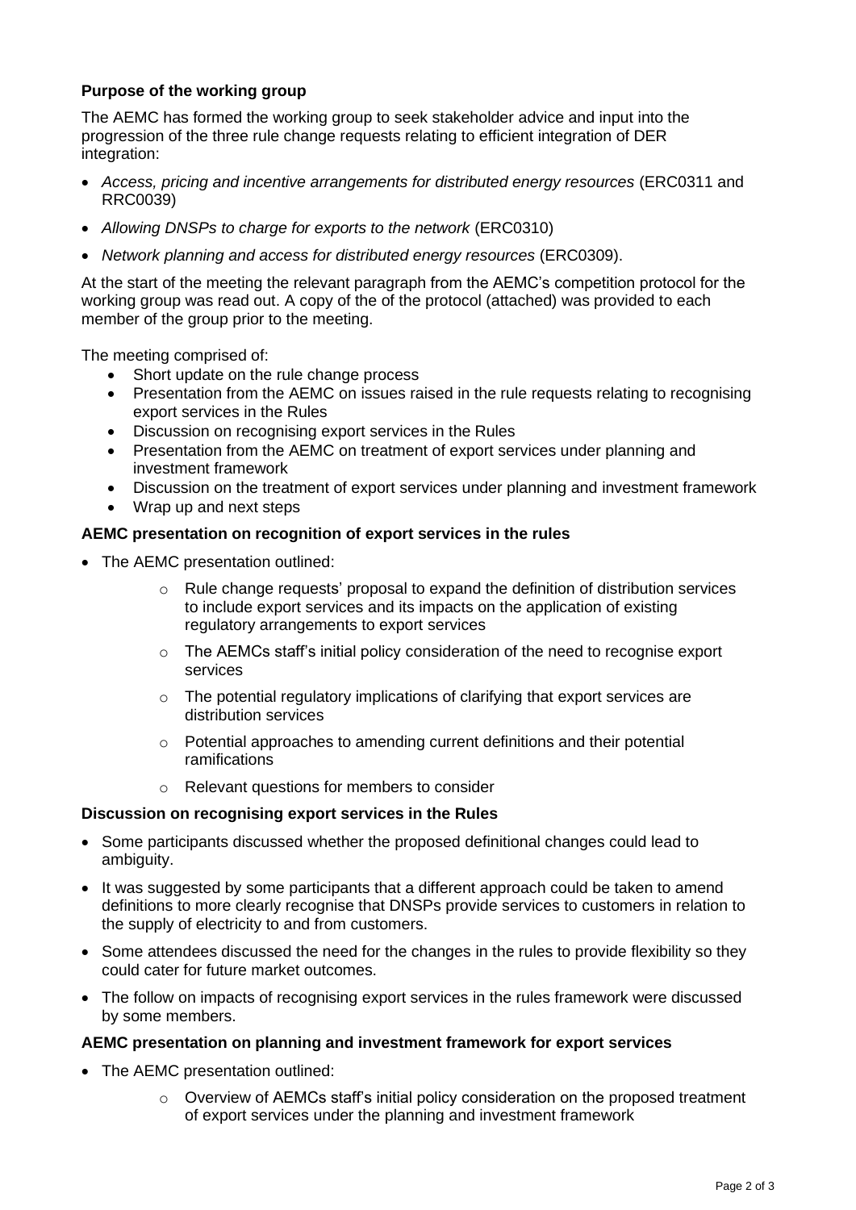**Purpose of the working group**

The AEMC has formed the working group to seek stakeholder advice and input into the progression of the three rule change requests relating to efficient integration of DER integration:

- *Access, pricing and incentive arrangements for distributed energy resources* (ERC0311 and RRC0039)
- *Allowing DNSPs to charge for exports to the network* (ERC0310)
- *Network planning and access for distributed energy resources* (ERC0309).

At the start of the meeting the relevant paragraph from the AEMC's competition protocol for the working group was read out. A copy of the of the protocol (attached) was provided to each member of the group prior to the meeting.

The meeting comprised of:

- Short update on the rule change process
- Presentation from the AEMC on issues raised in the rule requests relating to recognising export services in the Rules
- Discussion on recognising export services in the Rules
- Presentation from the AEMC on treatment of export services under planning and investment framework
- Discussion on the treatment of export services under planning and investment framework
- Wrap up and next steps

**AEMC presentation on recognition of export services in the rules**

- The AEMC presentation outlined:
  - Rule change requests' proposal to expand the definition of distribution services to include export services and its impacts on the application of existing regulatory arrangements to export services
  - The AEMCs staff's initial policy consideration of the need to recognise export services
  - The potential regulatory implications of clarifying that export services are distribution services
  - Potential approaches to amending current definitions and their potential ramifications
  - Relevant questions for members to consider

**Discussion on recognising export services in the Rules**

- Some participants discussed whether the proposed definitional changes could lead to ambiguity.
- It was suggested by some participants that a different approach could be taken to amend definitions to more clearly recognise that DNSPs provide services to customers in relation to the supply of electricity to and from customers.
- Some attendees discussed the need for the changes in the rules to provide flexibility so they could cater for future market outcomes.
- The follow on impacts of recognising export services in the rules framework were discussed by some members.

**AEMC presentation on planning and investment framework for export services**

- The AEMC presentation outlined:
  - Overview of AEMCs staff's initial policy consideration on the proposed treatment of export services under the planning and investment framework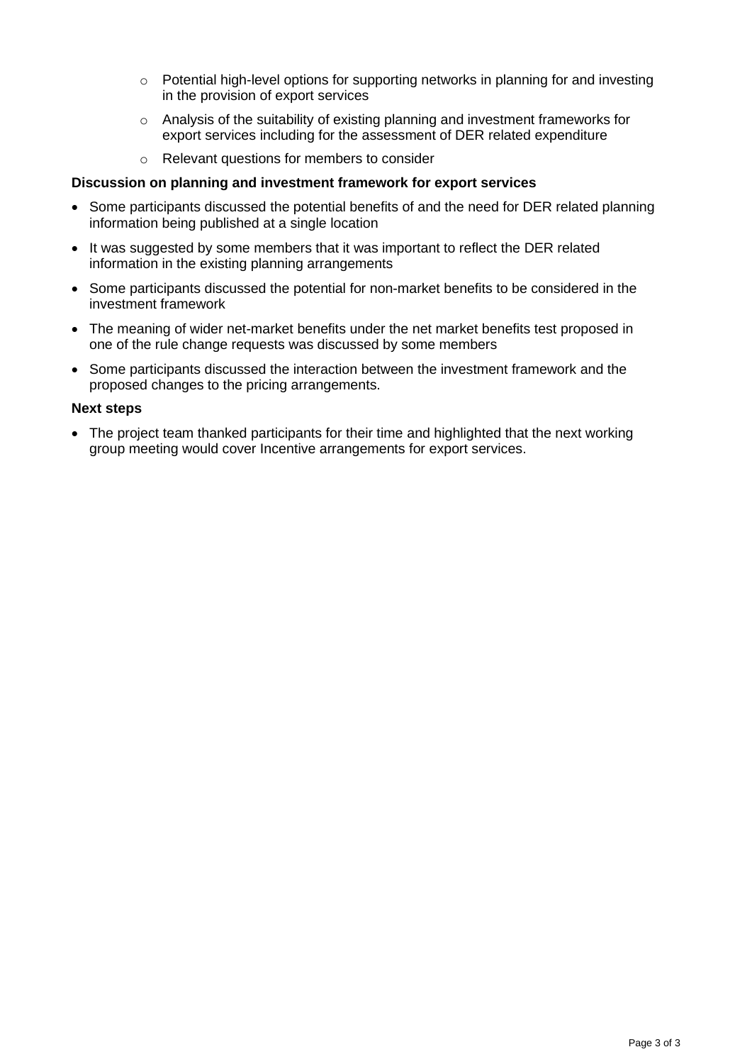- Potential high-level options for supporting networks in planning for and investing in the provision of export services
    - Analysis of the suitability of existing planning and investment frameworks for export services including for the assessment of DER related expenditure
    - Relevant questions for members to consider

**Discussion on planning and investment framework for export services**

- Some participants discussed the potential benefits of and the need for DER related planning information being published at a single location
- It was suggested by some members that it was important to reflect the DER related information in the existing planning arrangements
- Some participants discussed the potential for non-market benefits to be considered in the investment framework
- The meaning of wider net-market benefits under the net market benefits test proposed in one of the rule change requests was discussed by some members
- Some participants discussed the interaction between the investment framework and the proposed changes to the pricing arrangements.

**Next steps**

- The project team thanked participants for their time and highlighted that the next working group meeting would cover Incentive arrangements for export services.